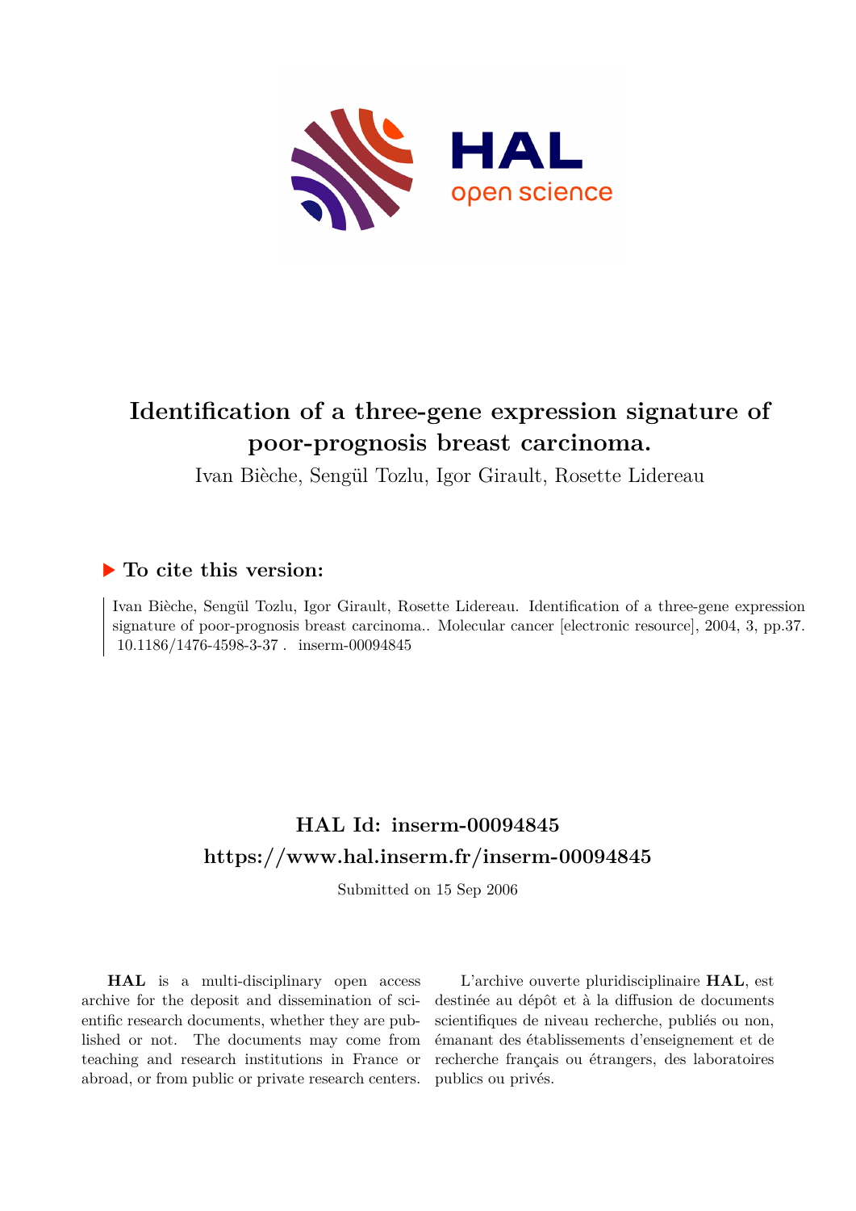# Identification of a three-gene expression signature of poor-prognosis breast carcinoma.

Ivan Bièche, Sengül Tozlu, Igor Girault, Rosette Lidereau

## To cite this version:

Ivan Bièche, Sengül Tozlu, Igor Girault, Rosette Lidereau. Identification of a three-gene expression signature of poor-prognosis breast carcinoma.. Molecular cancer [electronic resource], 2004, 3, pp.37. 10.1186/1476-4598-3-37 . inserm-00094845

## HAL Id: inserm-00094845
## https://www.hal.inserm.fr/inserm-00094845

Submitted on 15 Sep 2006

**HAL** is a multi-disciplinary open access archive for the deposit and dissemination of scientific research documents, whether they are published or not. The documents may come from teaching and research institutions in France or abroad, or from public or private research centers.

L'archive ouverte pluridisciplinaire **HAL**, est destinée au dépôt et à la diffusion de documents scientifiques de niveau recherche, publiés ou non, émanant des établissements d'enseignement et de recherche français ou étrangers, des laboratoires publics ou privés.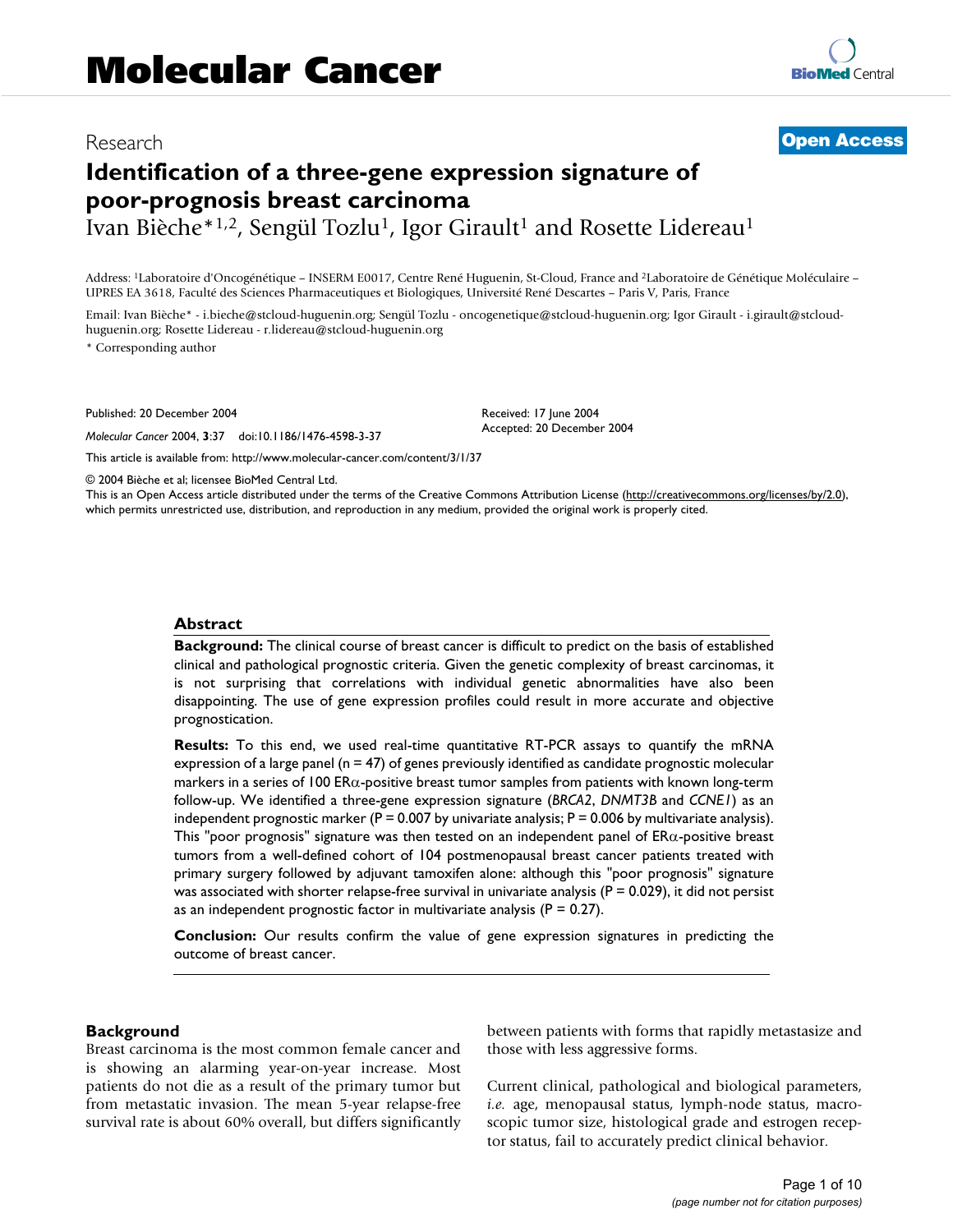# Identification of a three-gene expression signature of poor-prognosis breast carcinoma

Ivan Bièche*[1,2], Sengül Tozlu[1], Igor Girault[1] and Rosette Lidereau[1]

Address: [1]Laboratoire d'Oncogénétique – INSERM E0017, Centre René Huguenin, St-Cloud, France and [2]Laboratoire de Génétique Moléculaire – UPRES EA 3618, Faculté des Sciences Pharmaceutiques et Biologiques, Université René Descartes – Paris V, Paris, France

Email: Ivan Bièche* - i.bieche@stcloud-huguenin.org; Sengül Tozlu - oncogenetique@stcloud-huguenin.org; Igor Girault - i.girault@stcloud-huguenin.org; Rosette Lidereau - r.lidereau@stcloud-huguenin.org

\* Corresponding author

Published: 20 December 2004

*Molecular Cancer* 2004, **3**:37 doi:10.1186/1476-4598-3-37

Received: 17 June 2004
Accepted: 20 December 2004

This article is available from: http://www.molecular-cancer.com/content/3/1/37

© 2004 Bièche et al; licensee BioMed Central Ltd.
This is an Open Access article distributed under the terms of the Creative Commons Attribution License (http://creativecommons.org/licenses/by/2.0), which permits unrestricted use, distribution, and reproduction in any medium, provided the original work is properly cited.

## Abstract

**Background:** The clinical course of breast cancer is difficult to predict on the basis of established clinical and pathological prognostic criteria. Given the genetic complexity of breast carcinomas, it is not surprising that correlations with individual genetic abnormalities have also been disappointing. The use of gene expression profiles could result in more accurate and objective prognostication.

**Results:** To this end, we used real-time quantitative RT-PCR assays to quantify the mRNA expression of a large panel (n = 47) of genes previously identified as candidate prognostic molecular markers in a series of 100 ERα-positive breast tumor samples from patients with known long-term follow-up. We identified a three-gene expression signature (*BRCA2*, *DNMT3B* and *CCNE1*) as an independent prognostic marker (P = 0.007 by univariate analysis; P = 0.006 by multivariate analysis). This "poor prognosis" signature was then tested on an independent panel of ERα-positive breast tumors from a well-defined cohort of 104 postmenopausal breast cancer patients treated with primary surgery followed by adjuvant tamoxifen alone: although this "poor prognosis" signature was associated with shorter relapse-free survival in univariate analysis (P = 0.029), it did not persist as an independent prognostic factor in multivariate analysis (P = 0.27).

**Conclusion:** Our results confirm the value of gene expression signatures in predicting the outcome of breast cancer.

## Background

Breast carcinoma is the most common female cancer and is showing an alarming year-on-year increase. Most patients do not die as a result of the primary tumor but from metastatic invasion. The mean 5-year relapse-free survival rate is about 60% overall, but differs significantly between patients with forms that rapidly metastasize and those with less aggressive forms.

Current clinical, pathological and biological parameters, *i.e.* age, menopausal status, lymph-node status, macroscopic tumor size, histological grade and estrogen receptor status, fail to accurately predict clinical behavior.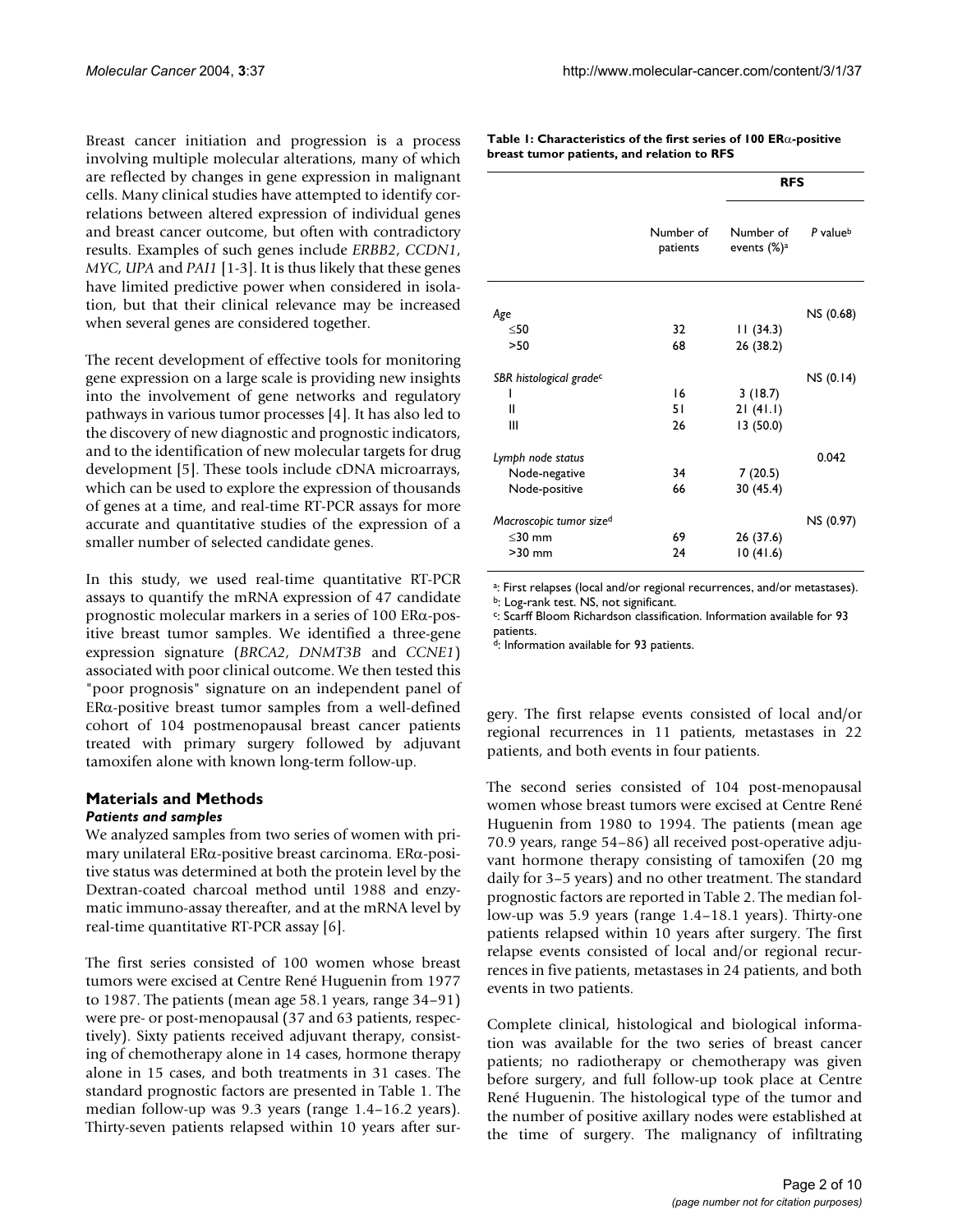Breast cancer initiation and progression is a process involving multiple molecular alterations, many of which are reflected by changes in gene expression in malignant cells. Many clinical studies have attempted to identify correlations between altered expression of individual genes and breast cancer outcome, but often with contradictory results. Examples of such genes include *ERBB2*, *CCDN1*, *MYC*, *UPA* and *PAI1* [1-3]. It is thus likely that these genes have limited predictive power when considered in isolation, but that their clinical relevance may be increased when several genes are considered together.

The recent development of effective tools for monitoring gene expression on a large scale is providing new insights into the involvement of gene networks and regulatory pathways in various tumor processes [4]. It has also led to the discovery of new diagnostic and prognostic indicators, and to the identification of new molecular targets for drug development [5]. These tools include cDNA microarrays, which can be used to explore the expression of thousands of genes at a time, and real-time RT-PCR assays for more accurate and quantitative studies of the expression of a smaller number of selected candidate genes.

In this study, we used real-time quantitative RT-PCR assays to quantify the mRNA expression of 47 candidate prognostic molecular markers in a series of 100 ERα-positive breast tumor samples. We identified a three-gene expression signature (*BRCA2*, *DNMT3B* and *CCNE1*) associated with poor clinical outcome. We then tested this "poor prognosis" signature on an independent panel of ERα-positive breast tumor samples from a well-defined cohort of 104 postmenopausal breast cancer patients treated with primary surgery followed by adjuvant tamoxifen alone with known long-term follow-up.

## Materials and Methods

### Patients and samples

We analyzed samples from two series of women with primary unilateral ERα-positive breast carcinoma. ERα-positive status was determined at both the protein level by the Dextran-coated charcoal method until 1988 and enzymatic immuno-assay thereafter, and at the mRNA level by real-time quantitative RT-PCR assay [6].

The first series consisted of 100 women whose breast tumors were excised at Centre René Huguenin from 1977 to 1987. The patients (mean age 58.1 years, range 34–91) were pre- or post-menopausal (37 and 63 patients, respectively). Sixty patients received adjuvant therapy, consisting of chemotherapy alone in 14 cases, hormone therapy alone in 15 cases, and both treatments in 31 cases. The standard prognostic factors are presented in Table 1. The median follow-up was 9.3 years (range 1.4–16.2 years). Thirty-seven patients relapsed within 10 years after surgery. The first relapse events consisted of local and/or regional recurrences in 11 patients, metastases in 22 patients, and both events in four patients.

**Table 1: Characteristics of the first series of 100 ERα-positive breast tumor patients, and relation to RFS**

| | | RFS | |
|---|---|---|---|
| | Number of patients | Number of events (%)[a] | *P* value[b] |
| *Age* | | | NS (0.68) |
| ≤50 | 32 | 11 (34.3) | |
| >50 | 68 | 26 (38.2) | |
| *SBR histological grade*[c] | | | NS (0.14) |
| I | 16 | 3 (18.7) | |
| II | 51 | 21 (41.1) | |
| III | 26 | 13 (50.0) | |
| *Lymph node status* | | | 0.042 |
| Node-negative | 34 | 7 (20.5) | |
| Node-positive | 66 | 30 (45.4) | |
| *Macroscopic tumor size*[d] | | | NS (0.97) |
| ≤30 mm | 69 | 26 (37.6) | |
| >30 mm | 24 | 10 (41.6) | |

[a]: First relapses (local and/or regional recurrences, and/or metastases).
[b]: Log-rank test. NS, not significant.
[c]: Scarff Bloom Richardson classification. Information available for 93 patients.
[d]: Information available for 93 patients.

The second series consisted of 104 post-menopausal women whose breast tumors were excised at Centre René Huguenin from 1980 to 1994. The patients (mean age 70.9 years, range 54–86) all received post-operative adjuvant hormone therapy consisting of tamoxifen (20 mg daily for 3–5 years) and no other treatment. The standard prognostic factors are reported in Table 2. The median follow-up was 5.9 years (range 1.4–18.1 years). Thirty-one patients relapsed within 10 years after surgery. The first relapse events consisted of local and/or regional recurrences in five patients, metastases in 24 patients, and both events in two patients.

Complete clinical, histological and biological information was available for the two series of breast cancer patients; no radiotherapy or chemotherapy was given before surgery, and full follow-up took place at Centre René Huguenin. The histological type of the tumor and the number of positive axillary nodes were established at the time of surgery. The malignancy of infiltrating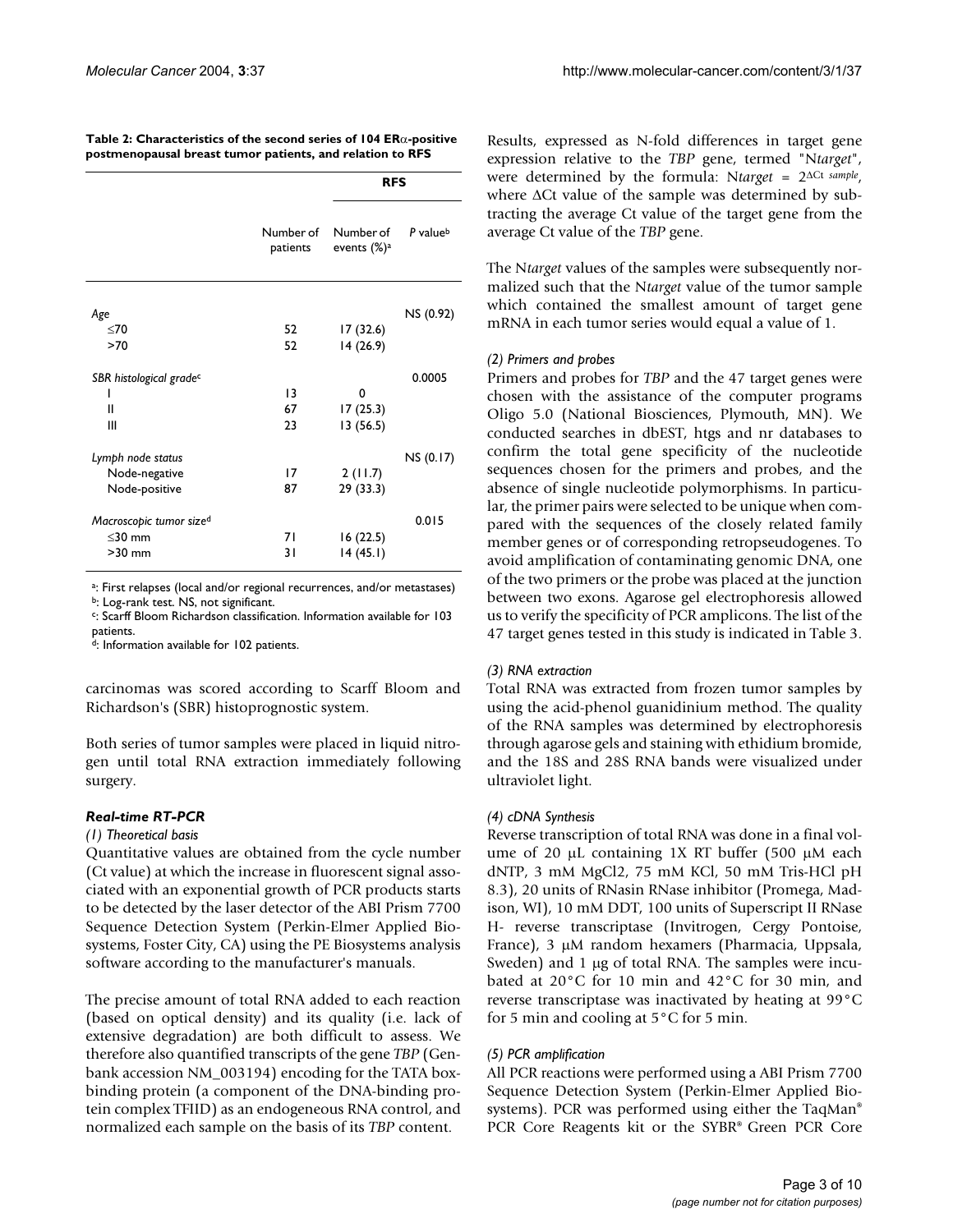**Table 2: Characteristics of the second series of 104 ERα-positive postmenopausal breast tumor patients, and relation to RFS**

| | | RFS | |
|---|---|---|---|
| | Number of patients | Number of events (%)[a] | *P* value[b] |
| *Age* | | | NS (0.92) |
| ≤70 | 52 | 17 (32.6) | |
| >70 | 52 | 14 (26.9) | |
| *SBR histological grade*[c] | | | 0.0005 |
| I | 13 | 0 | |
| II | 67 | 17 (25.3) | |
| III | 23 | 13 (56.5) | |
| *Lymph node status* | | | NS (0.17) |
| Node-negative | 17 | 2 (11.7) | |
| Node-positive | 87 | 29 (33.3) | |
| *Macroscopic tumor size*[d] | | | 0.015 |
| ≤30 mm | 71 | 16 (22.5) | |
| >30 mm | 31 | 14 (45.1) | |

[a]: First relapses (local and/or regional recurrences, and/or metastases)
[b]: Log-rank test. NS, not significant.
[c]: Scarff Bloom Richardson classification. Information available for 103 patients.
[d]: Information available for 102 patients.

carcinomas was scored according to Scarff Bloom and Richardson's (SBR) histoprognostic system.

Both series of tumor samples were placed in liquid nitrogen until total RNA extraction immediately following surgery.

### *Real-time RT-PCR*

#### *(1) Theoretical basis*

Quantitative values are obtained from the cycle number (Ct value) at which the increase in fluorescent signal associated with an exponential growth of PCR products starts to be detected by the laser detector of the ABI Prism 7700 Sequence Detection System (Perkin-Elmer Applied Biosystems, Foster City, CA) using the PE Biosystems analysis software according to the manufacturer's manuals.

The precise amount of total RNA added to each reaction (based on optical density) and its quality (i.e. lack of extensive degradation) are both difficult to assess. We therefore also quantified transcripts of the gene *TBP* (Genbank accession NM_003194) encoding for the TATA box-binding protein (a component of the DNA-binding protein complex TFIID) as an endogeneous RNA control, and normalized each sample on the basis of its *TBP* content.

Results, expressed as N-fold differences in target gene expression relative to the *TBP* gene, termed "N*target*", were determined by the formula: N*target* = $2^{\Delta Ct\ sample}$, where ΔCt value of the sample was determined by subtracting the average Ct value of the target gene from the average Ct value of the *TBP* gene.

The N*target* values of the samples were subsequently normalized such that the N*target* value of the tumor sample which contained the smallest amount of target gene mRNA in each tumor series would equal a value of 1.

#### *(2) Primers and probes*

Primers and probes for *TBP* and the 47 target genes were chosen with the assistance of the computer programs Oligo 5.0 (National Biosciences, Plymouth, MN). We conducted searches in dbEST, htgs and nr databases to confirm the total gene specificity of the nucleotide sequences chosen for the primers and probes, and the absence of single nucleotide polymorphisms. In particular, the primer pairs were selected to be unique when compared with the sequences of the closely related family member genes or of corresponding retropseudogenes. To avoid amplification of contaminating genomic DNA, one of the two primers or the probe was placed at the junction between two exons. Agarose gel electrophoresis allowed us to verify the specificity of PCR amplicons. The list of the 47 target genes tested in this study is indicated in Table 3.

#### *(3) RNA extraction*

Total RNA was extracted from frozen tumor samples by using the acid-phenol guanidinium method. The quality of the RNA samples was determined by electrophoresis through agarose gels and staining with ethidium bromide, and the 18S and 28S RNA bands were visualized under ultraviolet light.

#### *(4) cDNA Synthesis*

Reverse transcription of total RNA was done in a final volume of 20 μL containing 1X RT buffer (500 μM each dNTP, 3 mM $MgCl_2$, 75 mM KCl, 50 mM Tris-HCl pH 8.3), 20 units of RNasin RNase inhibitor (Promega, Madison, WI), 10 mM DDT, 100 units of Superscript II RNase H- reverse transcriptase (Invitrogen, Cergy Pontoise, France), 3 μM random hexamers (Pharmacia, Uppsala, Sweden) and 1 μg of total RNA. The samples were incubated at 20°C for 10 min and 42°C for 30 min, and reverse transcriptase was inactivated by heating at 99°C for 5 min and cooling at 5°C for 5 min.

#### *(5) PCR amplification*

All PCR reactions were performed using a ABI Prism 7700 Sequence Detection System (Perkin-Elmer Applied Biosystems). PCR was performed using either the TaqMan® PCR Core Reagents kit or the SYBR® Green PCR Core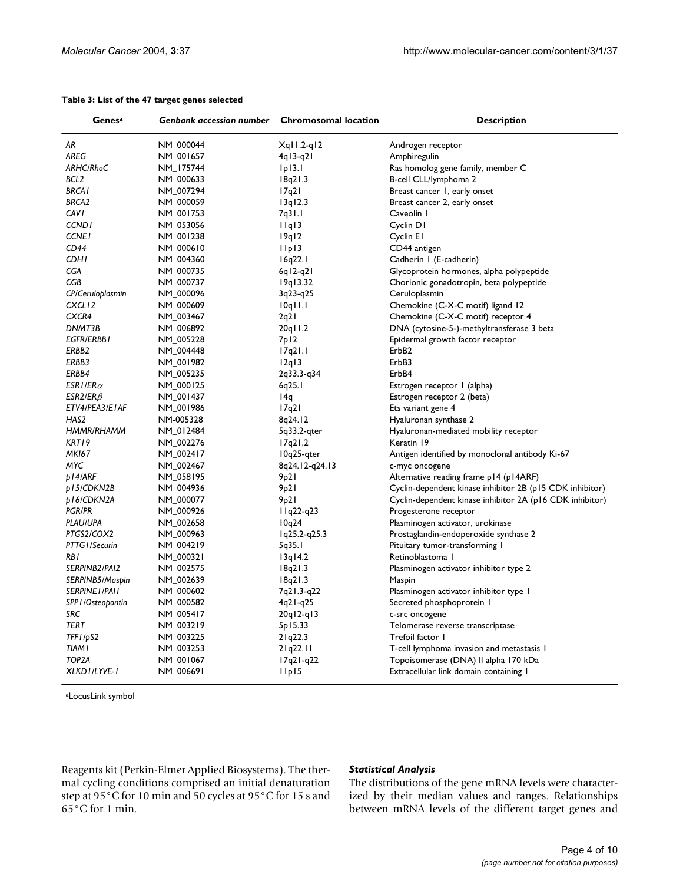**Table 3: List of the 47 target genes selected**

| Genes[a] | *Genbank accession number* | Chromosomal location | Description |
| --- | --- | --- | --- |
| *AR* | NM_000044 | Xq11.2-q12 | Androgen receptor |
| *AREG* | NM_001657 | 4q13-q21 | Amphiregulin |
| *ARHC/RhoC* | NM_175744 | 1p13.1 | Ras homolog gene family, member C |
| *BCL2* | NM_000633 | 18q21.3 | B-cell CLL/lymphoma 2 |
| *BRCA1* | NM_007294 | 17q21 | Breast cancer 1, early onset |
| *BRCA2* | NM_000059 | 13q12.3 | Breast cancer 2, early onset |
| *CAV1* | NM_001753 | 7q31.1 | Caveolin 1 |
| *CCND1* | NM_053056 | 11q13 | Cyclin D1 |
| *CCNE1* | NM_001238 | 19q12 | Cyclin E1 |
| *CD44* | NM_000610 | 11p13 | CD44 antigen |
| *CDH1* | NM_004360 | 16q22.1 | Cadherin 1 (E-cadherin) |
| *CGA* | NM_000735 | 6q12-q21 | Glycoprotein hormones, alpha polypeptide |
| *CGB* | NM_000737 | 19q13.32 | Chorionic gonadotropin, beta polypeptide |
| *CP/Ceruloplasmin* | NM_000096 | 3q23-q25 | Ceruloplasmin |
| *CXCL12* | NM_000609 | 10q11.1 | Chemokine (C-X-C motif) ligand 12 |
| *CXCR4* | NM_003467 | 2q21 | Chemokine (C-X-C motif) receptor 4 |
| *DNMT3B* | NM_006892 | 20q11.2 | DNA (cytosine-5-)-methyltransferase 3 beta |
| *EGFR/ERBB1* | NM_005228 | 7p12 | Epidermal growth factor receptor |
| *ERBB2* | NM_004448 | 17q21.1 | ErbB2 |
| *ERBB3* | NM_001982 | 12q13 | ErbB3 |
| *ERBB4* | NM_005235 | 2q33.3-q34 | ErbB4 |
| *ESR1/ER*$\alpha$ | NM_000125 | 6q25.1 | Estrogen receptor 1 (alpha) |
| *ESR2/ER*$\beta$ | NM_001437 | 14q | Estrogen receptor 2 (beta) |
| *ETV4/PEA3/E1AF* | NM_001986 | 17q21 | Ets variant gene 4 |
| *HAS2* | NM-005328 | 8q24.12 | Hyaluronan synthase 2 |
| *HMMR/RHAMM* | NM_012484 | 5q33.2-qter | Hyaluronan-mediated mobility receptor |
| *KRT19* | NM_002276 | 17q21.2 | Keratin 19 |
| *MKI67* | NM_002417 | 10q25-qter | Antigen identified by monoclonal antibody Ki-67 |
| *MYC* | NM_002467 | 8q24.12-q24.13 | c-myc oncogene |
| *p14/ARF* | NM_058195 | 9p21 | Alternative reading frame p14 (p14ARF) |
| *p15/CDKN2B* | NM_004936 | 9p21 | Cyclin-dependent kinase inhibitor 2B (p15 CDK inhibitor) |
| *p16/CDKN2A* | NM_000077 | 9p21 | Cyclin-dependent kinase inhibitor 2A (p16 CDK inhibitor) |
| *PGR/PR* | NM_000926 | 11q22-q23 | Progesterone receptor |
| *PLAU/UPA* | NM_002658 | 10q24 | Plasminogen activator, urokinase |
| *PTGS2/COX2* | NM_000963 | 1q25.2-q25.3 | Prostaglandin-endoperoxide synthase 2 |
| *PTTG1/Securin* | NM_004219 | 5q35.1 | Pituitary tumor-transforming 1 |
| *RB1* | NM_000321 | 13q14.2 | Retinoblastoma 1 |
| *SERPINB2/PAI2* | NM_002575 | 18q21.3 | Plasminogen activator inhibitor type 2 |
| *SERPINB5/Maspin* | NM_002639 | 18q21.3 | Maspin |
| *SERPINE1/PAI1* | NM_000602 | 7q21.3-q22 | Plasminogen activator inhibitor type 1 |
| *SPP1/Osteopontin* | NM_000582 | 4q21-q25 | Secreted phosphoprotein 1 |
| *SRC* | NM_005417 | 20q12-q13 | c-src oncogene |
| *TERT* | NM_003219 | 5p15.33 | Telomerase reverse transcriptase |
| *TFF1/pS2* | NM_003225 | 21q22.3 | Trefoil factor 1 |
| *TIAM1* | NM_003253 | 21q22.11 | T-cell lymphoma invasion and metastasis 1 |
| *TOP2A* | NM_001067 | 17q21-q22 | Topoisomerase (DNA) II alpha 170 kDa |
| *XLKD1/LYVE-1* | NM_006691 | 11p15 | Extracellular link domain containing 1 |

[a]LocusLink symbol

Reagents kit (Perkin-Elmer Applied Biosystems). The thermal cycling conditions comprised an initial denaturation step at 95°C for 10 min and 50 cycles at 95°C for 15 s and 65°C for 1 min.

### *Statistical Analysis*

The distributions of the gene mRNA levels were characterized by their median values and ranges. Relationships between mRNA levels of the different target genes and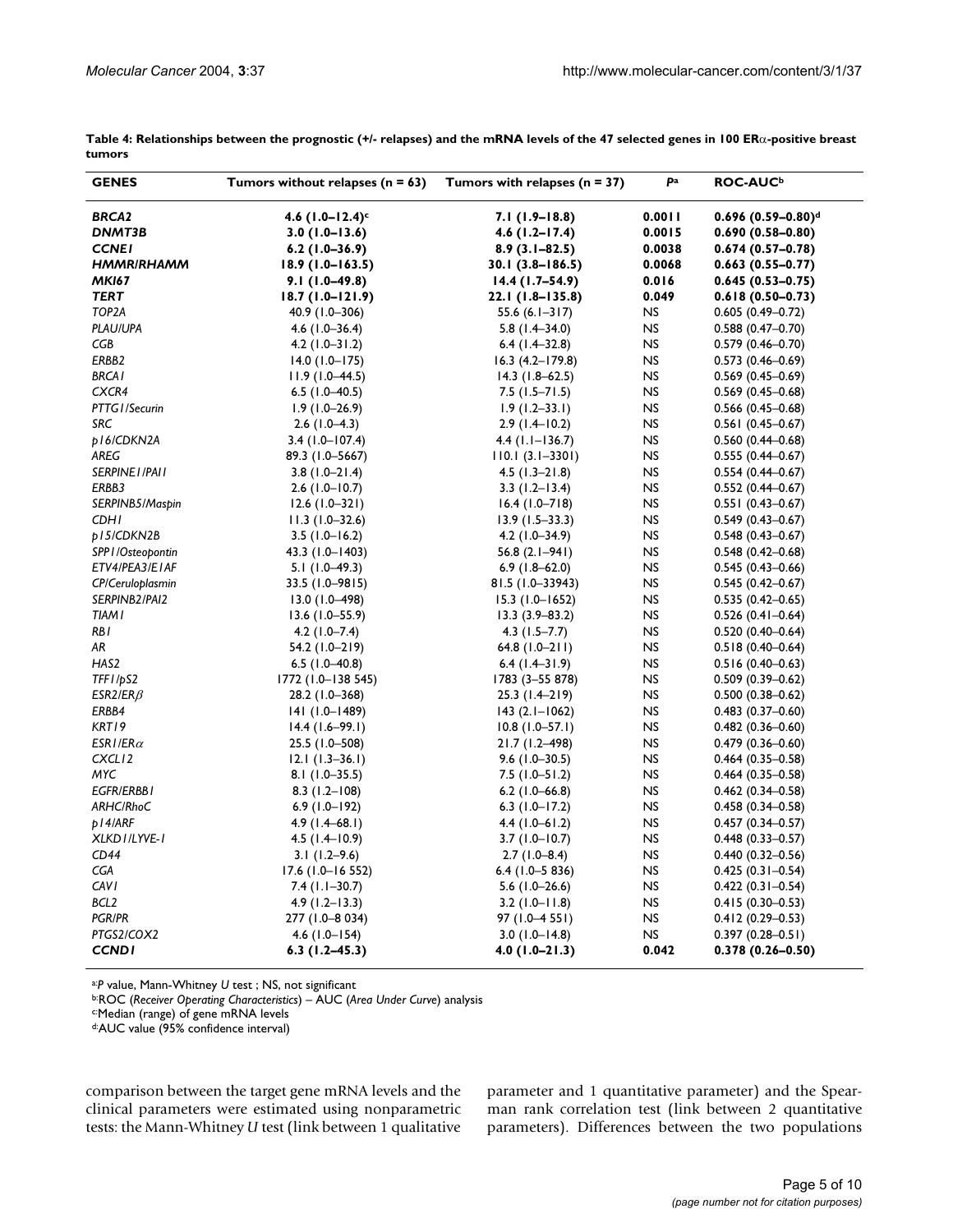**Table 4: Relationships between the prognostic (+/- relapses) and the mRNA levels of the 47 selected genes in 100 ERα-positive breast tumors**

| GENES | Tumors without relapses (n = 63) | Tumors with relapses (n = 37) | P[a] | ROC-AUC[b] |
|---|---|---|---|---|
| ***BRCA2*** | **4.6 (1.0–12.4)[c]** | **7.1 (1.9–18.8)** | **0.0011** | **0.696 (0.59–0.80)[d]** |
| ***DNMT3B*** | **3.0 (1.0–13.6)** | **4.6 (1.2–17.4)** | **0.0015** | **0.690 (0.58–0.80)** |
| ***CCNE1*** | **6.2 (1.0–36.9)** | **8.9 (3.1–82.5)** | **0.0038** | **0.674 (0.57–0.78)** |
| ***HMMR/RHAMM*** | **18.9 (1.0–163.5)** | **30.1 (3.8–186.5)** | **0.0068** | **0.663 (0.55–0.77)** |
| ***MKI67*** | **9.1 (1.0–49.8)** | **14.4 (1.7–54.9)** | **0.016** | **0.645 (0.53–0.75)** |
| ***TERT*** | **18.7 (1.0–121.9)** | **22.1 (1.8–135.8)** | **0.049** | **0.618 (0.50–0.73)** |
| *TOP2A* | 40.9 (1.0–306) | 55.6 (6.1–317) | NS | 0.605 (0.49–0.72) |
| *PLAU/UPA* | 4.6 (1.0–36.4) | 5.8 (1.4–34.0) | NS | 0.588 (0.47–0.70) |
| *CGB* | 4.2 (1.0–31.2) | 6.4 (1.4–32.8) | NS | 0.579 (0.46–0.70) |
| *ERBB2* | 14.0 (1.0–175) | 16.3 (4.2–179.8) | NS | 0.573 (0.46–0.69) |
| *BRCA1* | 11.9 (1.0–44.5) | 14.3 (1.8–62.5) | NS | 0.569 (0.45–0.69) |
| *CXCR4* | 6.5 (1.0–40.5) | 7.5 (1.5–71.5) | NS | 0.569 (0.45–0.68) |
| *PTTG1/Securin* | 1.9 (1.0–26.9) | 1.9 (1.2–33.1) | NS | 0.566 (0.45–0.68) |
| *SRC* | 2.6 (1.0–4.3) | 2.9 (1.4–10.2) | NS | 0.561 (0.45–0.67) |
| *p16/CDKN2A* | 3.4 (1.0–107.4) | 4.4 (1.1–136.7) | NS | 0.560 (0.44–0.68) |
| *AREG* | 89.3 (1.0–5667) | 110.1 (3.1–3301) | NS | 0.555 (0.44–0.67) |
| *SERPINE1/PAI1* | 3.8 (1.0–21.4) | 4.5 (1.3–21.8) | NS | 0.554 (0.44–0.67) |
| *ERBB3* | 2.6 (1.0–10.7) | 3.3 (1.2–13.4) | NS | 0.552 (0.44–0.67) |
| *SERPINB5/Maspin* | 12.6 (1.0–321) | 16.4 (1.0–718) | NS | 0.551 (0.43–0.67) |
| *CDH1* | 11.3 (1.0–32.6) | 13.9 (1.5–33.3) | NS | 0.549 (0.43–0.67) |
| *p15/CDKN2B* | 3.5 (1.0–16.2) | 4.2 (1.0–34.9) | NS | 0.548 (0.43–0.67) |
| *SPP1/Osteopontin* | 43.3 (1.0–1403) | 56.8 (2.1–941) | NS | 0.548 (0.42–0.68) |
| *ETV4/PEA3/E1AF* | 5.1 (1.0–49.3) | 6.9 (1.8–62.0) | NS | 0.545 (0.43–0.66) |
| *CP/Ceruloplasmin* | 33.5 (1.0–9815) | 81.5 (1.0–33943) | NS | 0.545 (0.42–0.67) |
| *SERPINB2/PAI2* | 13.0 (1.0–498) | 15.3 (1.0–1652) | NS | 0.535 (0.42–0.65) |
| *TIAM1* | 13.6 (1.0–55.9) | 13.3 (3.9–83.2) | NS | 0.526 (0.41–0.64) |
| *RB1* | 4.2 (1.0–7.4) | 4.3 (1.5–7.7) | NS | 0.520 (0.40–0.64) |
| *AR* | 54.2 (1.0–219) | 64.8 (1.0–211) | NS | 0.518 (0.40–0.64) |
| *HAS2* | 6.5 (1.0–40.8) | 6.4 (1.4–31.9) | NS | 0.516 (0.40–0.63) |
| *TFF1/pS2* | 1772 (1.0–138 545) | 1783 (3–55 878) | NS | 0.509 (0.39–0.62) |
| *ESR2/ERβ* | 28.2 (1.0–368) | 25.3 (1.4–219) | NS | 0.500 (0.38–0.62) |
| *ERBB4* | 141 (1.0–1489) | 143 (2.1–1062) | NS | 0.483 (0.37–0.60) |
| *KRT19* | 14.4 (1.6–99.1) | 10.8 (1.0–57.1) | NS | 0.482 (0.36–0.60) |
| *ESR1/ERα* | 25.5 (1.0–508) | 21.7 (1.2–498) | NS | 0.479 (0.36–0.60) |
| *CXCL12* | 12.1 (1.3–36.1) | 9.6 (1.0–30.5) | NS | 0.464 (0.35–0.58) |
| *MYC* | 8.1 (1.0–35.5) | 7.5 (1.0–51.2) | NS | 0.464 (0.35–0.58) |
| *EGFR/ERBB1* | 8.3 (1.2–108) | 6.2 (1.0–66.8) | NS | 0.462 (0.34–0.58) |
| *ARHC/RhoC* | 6.9 (1.0–192) | 6.3 (1.0–17.2) | NS | 0.458 (0.34–0.58) |
| *p14/ARF* | 4.9 (1.4–68.1) | 4.4 (1.0–61.2) | NS | 0.457 (0.34–0.57) |
| *XLKD1/LYVE-1* | 4.5 (1.4–10.9) | 3.7 (1.0–10.7) | NS | 0.448 (0.33–0.57) |
| *CD44* | 3.1 (1.2–9.6) | 2.7 (1.0–8.4) | NS | 0.440 (0.32–0.56) |
| *CGA* | 17.6 (1.0–16 552) | 6.4 (1.0–5 836) | NS | 0.425 (0.31–0.54) |
| *CAV1* | 7.4 (1.1–30.7) | 5.6 (1.0–26.6) | NS | 0.422 (0.31–0.54) |
| *BCL2* | 4.9 (1.2–13.3) | 3.2 (1.0–11.8) | NS | 0.415 (0.30–0.53) |
| *PGR/PR* | 277 (1.0–8 034) | 97 (1.0–4 551) | NS | 0.412 (0.29–0.53) |
| *PTGS2/COX2* | 4.6 (1.0–154) | 3.0 (1.0–14.8) | NS | 0.397 (0.28–0.51) |
| ***CCND1*** | **6.3 (1.2–45.3)** | **4.0 (1.0–21.3)** | **0.042** | **0.378 (0.26–0.50)** |

[a] *P* value, Mann-Whitney *U* test ; NS, not significant
[b] ROC (*Receiver Operating Characteristics*) – AUC (*Area Under Curve*) analysis
[c] Median (range) of gene mRNA levels
[d] AUC value (95% confidence interval)

comparison between the target gene mRNA levels and the clinical parameters were estimated using nonparametric tests: the Mann-Whitney *U* test (link between 1 qualitative parameter and 1 quantitative parameter) and the Spearman rank correlation test (link between 2 quantitative parameters). Differences between the two populations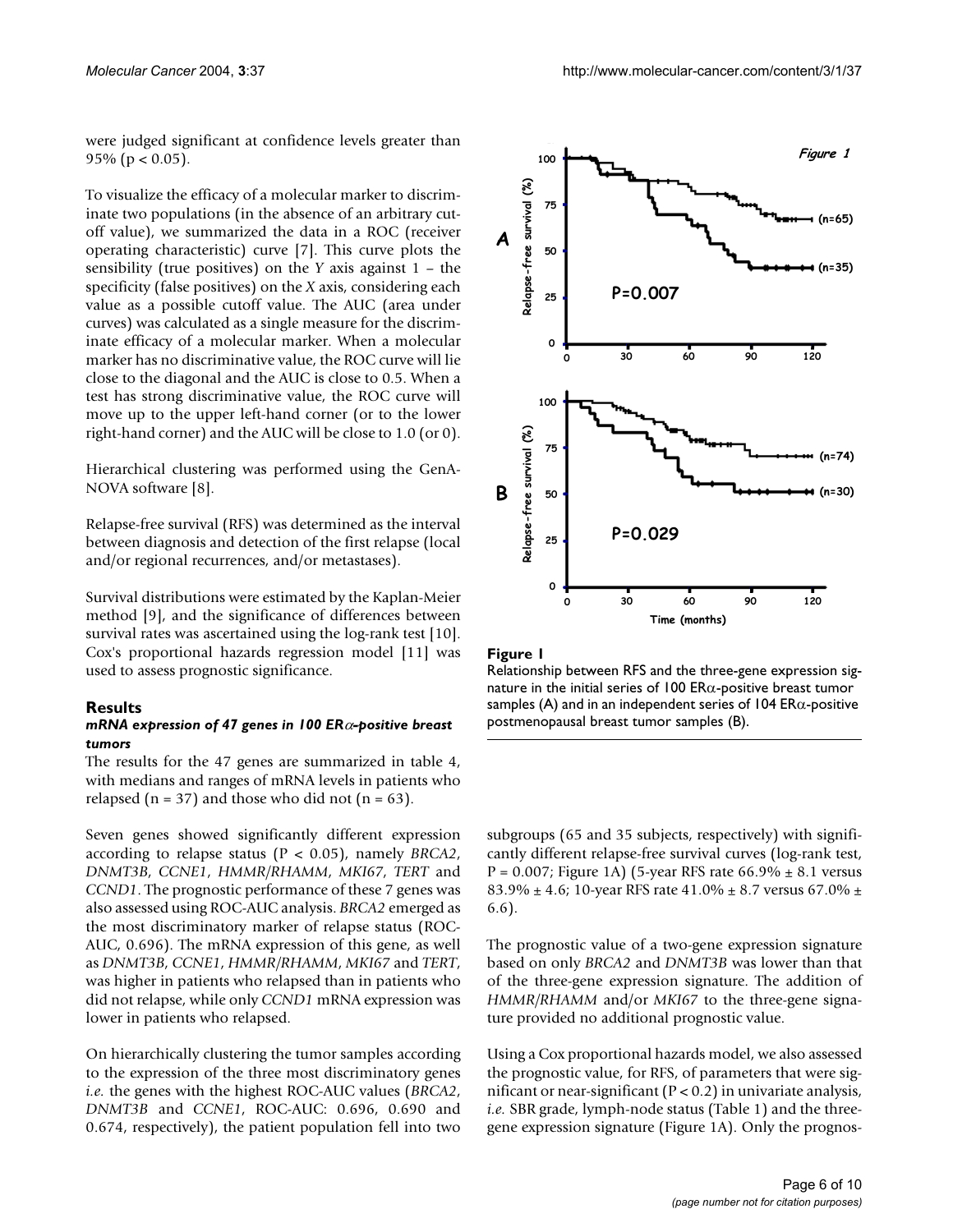were judged significant at confidence levels greater than 95% ($p < 0.05$).

To visualize the efficacy of a molecular marker to discriminate two populations (in the absence of an arbitrary cutoff value), we summarized the data in a ROC (receiver operating characteristic) curve [7]. This curve plots the sensibility (true positives) on the *Y* axis against 1 – the specificity (false positives) on the *X* axis, considering each value as a possible cutoff value. The AUC (area under curves) was calculated as a single measure for the discriminate efficacy of a molecular marker. When a molecular marker has no discriminative value, the ROC curve will lie close to the diagonal and the AUC is close to 0.5. When a test has strong discriminative value, the ROC curve will move up to the upper left-hand corner (or to the lower right-hand corner) and the AUC will be close to 1.0 (or 0).

Hierarchical clustering was performed using the GenANOVA software [8].

Relapse-free survival (RFS) was determined as the interval between diagnosis and detection of the first relapse (local and/or regional recurrences, and/or metastases).

Survival distributions were estimated by the Kaplan-Meier method [9], and the significance of differences between survival rates was ascertained using the log-rank test [10]. Cox's proportional hazards regression model [11] was used to assess prognostic significance.

## Results

### mRNA expression of 47 genes in 100 ERα-positive breast tumors

The results for the 47 genes are summarized in table 4, with medians and ranges of mRNA levels in patients who relapsed (n = 37) and those who did not (n = 63).

Seven genes showed significantly different expression according to relapse status ($P < 0.05$), namely *BRCA2*, *DNMT3B*, *CCNE1*, *HMMR/RHAMM*, *MKI67*, *TERT* and *CCND1*. The prognostic performance of these 7 genes was also assessed using ROC-AUC analysis. *BRCA2* emerged as the most discriminatory marker of relapse status (ROC-AUC, 0.696). The mRNA expression of this gene, as well as *DNMT3B*, *CCNE1*, *HMMR/RHAMM*, *MKI67* and *TERT*, was higher in patients who relapsed than in patients who did not relapse, while only *CCND1* mRNA expression was lower in patients who relapsed.

On hierarchically clustering the tumor samples according to the expression of the three most discriminatory genes *i.e.* the genes with the highest ROC-AUC values (*BRCA2*, *DNMT3B* and *CCNE1*, ROC-AUC: 0.696, 0.690 and 0.674, respectively), the patient population fell into two subgroups (65 and 35 subjects, respectively) with significantly different relapse-free survival curves (log-rank test, P = 0.007; Figure 1A) (5-year RFS rate 66.9% ± 8.1 versus 83.9% ± 4.6; 10-year RFS rate 41.0% ± 8.7 versus 67.0% ± 6.6).

The prognostic value of a two-gene expression signature based on only *BRCA2* and *DNMT3B* was lower than that of the three-gene expression signature. The addition of *HMMR/RHAMM* and/or *MKI67* to the three-gene signature provided no additional prognostic value.

Using a Cox proportional hazards model, we also assessed the prognostic value, for RFS, of parameters that were significant or near-significant ($P < 0.2$) in univariate analysis, *i.e.* SBR grade, lymph-node status (Table 1) and the three-gene expression signature (Figure 1A). Only the prognos-

**Figure 1**
Relationship between RFS and the three-gene expression signature in the initial series of 100 ERα-positive breast tumor samples (A) and in an independent series of 104 ERα-positive postmenopausal breast tumor samples (B).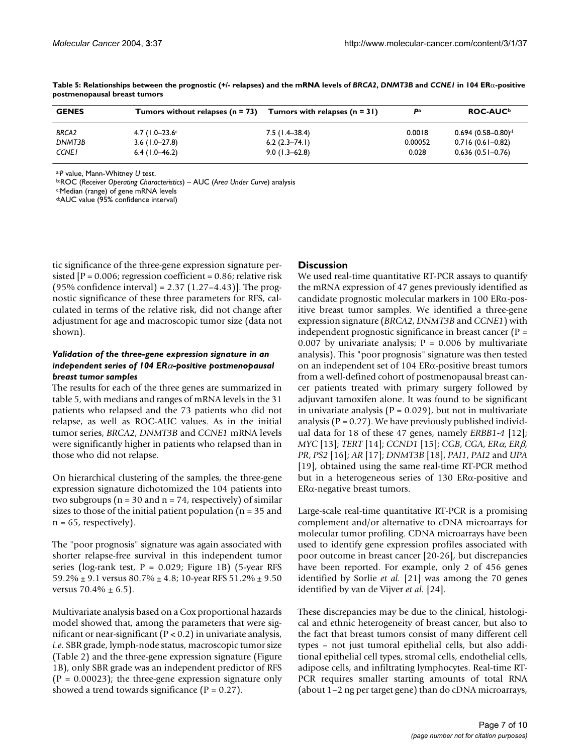**Table 5: Relationships between the prognostic (+/- relapses) and the mRNA levels of *BRCA2*, *DNMT3B* and *CCNE1* in 104 ERα-positive postmenopausal breast tumors**

| GENES | Tumors without relapses (n = 73) | Tumors with relapses (n = 31) | P[a] | ROC-AUC[b] |
| --- | --- | --- | --- | --- |
| *BRCA2* | 4.7 (1.0–23.6[c] | 7.5 (1.4–38.4) | 0.0018 | 0.694 (0.58–0.80)[d] |
| *DNMT3B* | 3.6 (1.0–27.8) | 6.2 (2.3–74.1) | 0.00052 | 0.716 (0.61–0.82) |
| *CCNE1* | 6.4 (1.0–46.2) | 9.0 (1.3–62.8) | 0.028 | 0.636 (0.51–0.76) |

[a]*P* value, Mann-Whitney *U* test.
[b]ROC (*Receiver Operating Characteristics*) – AUC (*Area Under Curve*) analysis
[c]Median (range) of gene mRNA levels
[d]AUC value (95% confidence interval)

tic significance of the three-gene expression signature persisted [P = 0.006; regression coefficient = 0.86; relative risk (95% confidence interval) = 2.37 (1.27–4.43)]. The prognostic significance of these three parameters for RFS, calculated in terms of the relative risk, did not change after adjustment for age and macroscopic tumor size (data not shown).

#### *Validation of the three-gene expression signature in an independent series of 104 ERα-positive postmenopausal breast tumor samples*

The results for each of the three genes are summarized in table 5, with medians and ranges of mRNA levels in the 31 patients who relapsed and the 73 patients who did not relapse, as well as ROC-AUC values. As in the initial tumor series, *BRCA2*, *DNMT3B* and *CCNE1* mRNA levels were significantly higher in patients who relapsed than in those who did not relapse.

On hierarchical clustering of the samples, the three-gene expression signature dichotomized the 104 patients into two subgroups (n = 30 and n = 74, respectively) of similar sizes to those of the initial patient population (n = 35 and n = 65, respectively).

The "poor prognosis" signature was again associated with shorter relapse-free survival in this independent tumor series (log-rank test, P = 0.029; Figure 1B) (5-year RFS 59.2% ± 9.1 versus 80.7% ± 4.8; 10-year RFS 51.2% ± 9.50 versus 70.4% ± 6.5).

Multivariate analysis based on a Cox proportional hazards model showed that, among the parameters that were significant or near-significant (P < 0.2) in univariate analysis, *i.e.* SBR grade, lymph-node status, macroscopic tumor size (Table 2) and the three-gene expression signature (Figure 1B), only SBR grade was an independent predictor of RFS (P = 0.00023); the three-gene expression signature only showed a trend towards significance (P = 0.27).

## Discussion

We used real-time quantitative RT-PCR assays to quantify the mRNA expression of 47 genes previously identified as candidate prognostic molecular markers in 100 ERα-positive breast tumor samples. We identified a three-gene expression signature (*BRCA2*, *DNMT3B* and *CCNE1*) with independent prognostic significance in breast cancer (P = 0.007 by univariate analysis; P = 0.006 by multivariate analysis). This "poor prognosis" signature was then tested on an independent set of 104 ERα-positive breast tumors from a well-defined cohort of postmenopausal breast cancer patients treated with primary surgery followed by adjuvant tamoxifen alone. It was found to be significant in univariate analysis (P = 0.029), but not in multivariate analysis (P = 0.27). We have previously published individual data for 18 of these 47 genes, namely *ERBB1-4* [12]; *MYC* [13]; *TERT* [14]; *CCND1* [15]; *CGB*, *CGA*, *ERα*, *ERβ*, *PR*, *PS2* [16]; *AR* [17]; *DNMT3B* [18], *PAI1*, *PAI2* and *UPA* [19], obtained using the same real-time RT-PCR method but in a heterogeneous series of 130 ERα-positive and ERα-negative breast tumors.

Large-scale real-time quantitative RT-PCR is a promising complement and/or alternative to cDNA microarrays for molecular tumor profiling. CDNA microarrays have been used to identify gene expression profiles associated with poor outcome in breast cancer [20-26], but discrepancies have been reported. For example, only 2 of 456 genes identified by Sorlie *et al.* [21] was among the 70 genes identified by van de Vijver *et al.* [24].

These discrepancies may be due to the clinical, histological and ethnic heterogeneity of breast cancer, but also to the fact that breast tumors consist of many different cell types – not just tumoral epithelial cells, but also additional epithelial cell types, stromal cells, endothelial cells, adipose cells, and infiltrating lymphocytes. Real-time RT-PCR requires smaller starting amounts of total RNA (about 1–2 ng per target gene) than do cDNA microarrays,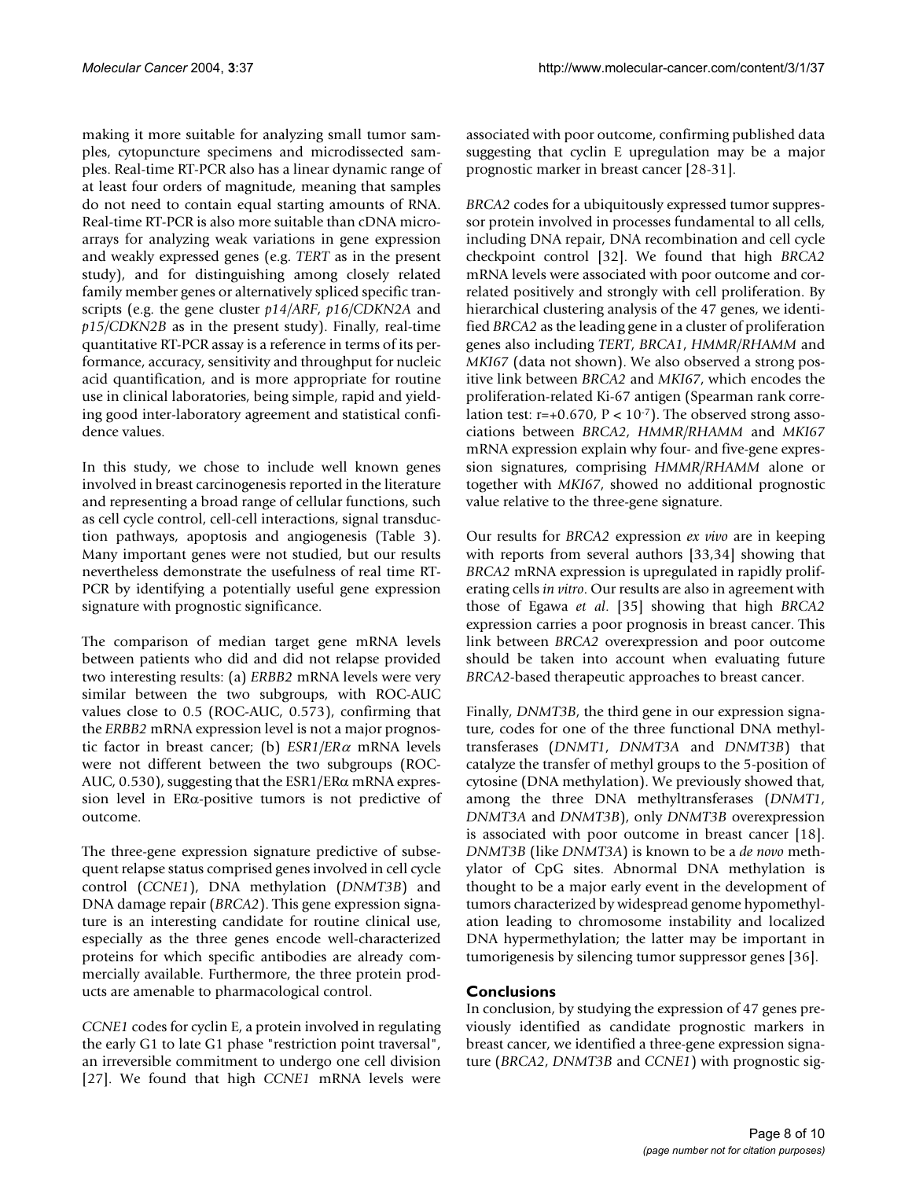making it more suitable for analyzing small tumor samples, cytopuncture specimens and microdissected samples. Real-time RT-PCR also has a linear dynamic range of at least four orders of magnitude, meaning that samples do not need to contain equal starting amounts of RNA. Real-time RT-PCR is also more suitable than cDNA microarrays for analyzing weak variations in gene expression and weakly expressed genes (e.g. *TERT* as in the present study), and for distinguishing among closely related family member genes or alternatively spliced specific transcripts (e.g. the gene cluster *p14/ARF*, *p16/CDKN2A* and *p15/CDKN2B* as in the present study). Finally, real-time quantitative RT-PCR assay is a reference in terms of its performance, accuracy, sensitivity and throughput for nucleic acid quantification, and is more appropriate for routine use in clinical laboratories, being simple, rapid and yielding good inter-laboratory agreement and statistical confidence values.

In this study, we chose to include well known genes involved in breast carcinogenesis reported in the literature and representing a broad range of cellular functions, such as cell cycle control, cell-cell interactions, signal transduction pathways, apoptosis and angiogenesis (Table 3). Many important genes were not studied, but our results nevertheless demonstrate the usefulness of real time RT-PCR by identifying a potentially useful gene expression signature with prognostic significance.

The comparison of median target gene mRNA levels between patients who did and did not relapse provided two interesting results: (a) *ERBB2* mRNA levels were very similar between the two subgroups, with ROC-AUC values close to 0.5 (ROC-AUC, 0.573), confirming that the *ERBB2* mRNA expression level is not a major prognostic factor in breast cancer; (b) *ESR1/ERα* mRNA levels were not different between the two subgroups (ROC-AUC, 0.530), suggesting that the ESR1/ERα mRNA expression level in ERα-positive tumors is not predictive of outcome.

The three-gene expression signature predictive of subsequent relapse status comprised genes involved in cell cycle control (*CCNE1*), DNA methylation (*DNMT3B*) and DNA damage repair (*BRCA2*). This gene expression signature is an interesting candidate for routine clinical use, especially as the three genes encode well-characterized proteins for which specific antibodies are already commercially available. Furthermore, the three protein products are amenable to pharmacological control.

*CCNE1* codes for cyclin E, a protein involved in regulating the early G1 to late G1 phase "restriction point traversal", an irreversible commitment to undergo one cell division [27]. We found that high *CCNE1* mRNA levels were associated with poor outcome, confirming published data suggesting that cyclin E upregulation may be a major prognostic marker in breast cancer [28-31].

*BRCA2* codes for a ubiquitously expressed tumor suppressor protein involved in processes fundamental to all cells, including DNA repair, DNA recombination and cell cycle checkpoint control [32]. We found that high *BRCA2* mRNA levels were associated with poor outcome and correlated positively and strongly with cell proliferation. By hierarchical clustering analysis of the 47 genes, we identified *BRCA2* as the leading gene in a cluster of proliferation genes also including *TERT*, *BRCA1*, *HMMR/RHAMM* and *MKI67* (data not shown). We also observed a strong positive link between *BRCA2* and *MKI67*, which encodes the proliferation-related Ki-67 antigen (Spearman rank correlation test: $r=+0.670$, $P < 10^{-7}$). The observed strong associations between *BRCA2*, *HMMR/RHAMM* and *MKI67* mRNA expression explain why four- and five-gene expression signatures, comprising *HMMR/RHAMM* alone or together with *MKI67*, showed no additional prognostic value relative to the three-gene signature.

Our results for *BRCA2* expression *ex vivo* are in keeping with reports from several authors [33,34] showing that *BRCA2* mRNA expression is upregulated in rapidly proliferating cells *in vitro*. Our results are also in agreement with those of Egawa *et al*. [35] showing that high *BRCA2* expression carries a poor prognosis in breast cancer. This link between *BRCA2* overexpression and poor outcome should be taken into account when evaluating future *BRCA2*-based therapeutic approaches to breast cancer.

Finally, *DNMT3B*, the third gene in our expression signature, codes for one of the three functional DNA methyltransferases (*DNMT1*, *DNMT3A* and *DNMT3B*) that catalyze the transfer of methyl groups to the 5-position of cytosine (DNA methylation). We previously showed that, among the three DNA methyltransferases (*DNMT1*, *DNMT3A* and *DNMT3B*), only *DNMT3B* overexpression is associated with poor outcome in breast cancer [18]. *DNMT3B* (like *DNMT3A*) is known to be a *de novo* methylator of CpG sites. Abnormal DNA methylation is thought to be a major early event in the development of tumors characterized by widespread genome hypomethylation leading to chromosome instability and localized DNA hypermethylation; the latter may be important in tumorigenesis by silencing tumor suppressor genes [36].

## Conclusions

In conclusion, by studying the expression of 47 genes previously identified as candidate prognostic markers in breast cancer, we identified a three-gene expression signature (*BRCA2*, *DNMT3B* and *CCNE1*) with prognostic sig-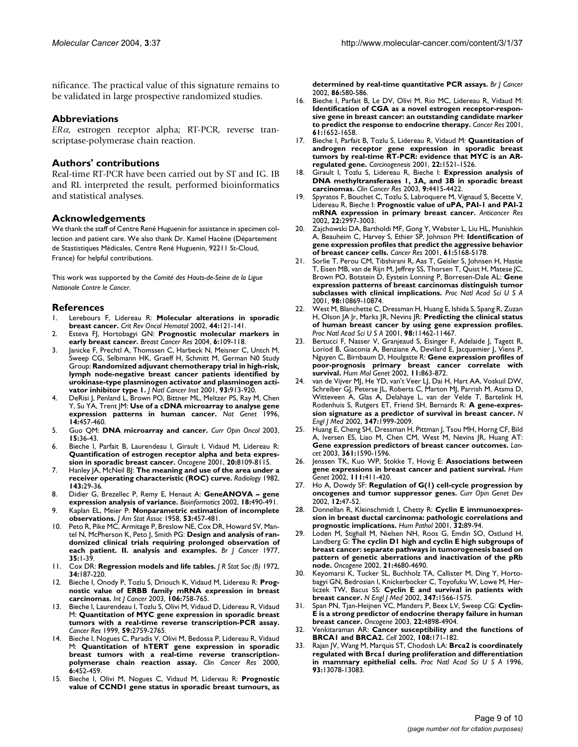nificance. The practical value of this signature remains to be validated in large prospective randomized studies.

## Abbreviations

*ERα*, estrogen receptor alpha; RT-PCR, reverse transcriptase-polymerase chain reaction.

## Authors' contributions

Real-time RT-PCR have been carried out by ST and IG. IB and RL interpreted the result, performed bioinformatics and statistical analyses.

## Acknowledgements

We thank the staff of Centre René Huguenin for assistance in specimen collection and patient care. We also thank Dr. Kamel Hacène (Département de Stastistiques Médicales, Centre René Huguenin, 92211 St-Cloud, France) for helpful contributions.

This work was supported by the *Comité des Hauts-de-Seine de la Ligue Nationale Contre le Cancer*.

## References

1. Lerebours F, Lidereau R: **Molecular alterations in sporadic breast cancer.** *Crit Rev Oncol Hematol* 2002, **44:**121-141.
2. Esteva FJ, Hortobagyi GN: **Prognostic molecular markers in early breast cancer.** *Breast Cancer Res* 2004, **6:**109-118.
3. Janicke F, Prechtl A, Thomssen C, Harbeck N, Meisner C, Untch M, Sweep CG, Selbmann HK, Graeff H, Schmitt M, German N0 Study Group: **Randomized adjuvant chemotherapy trial in high-risk, lymph node-negative breast cancer patients identified by urokinase-type plasminogen activator and plasminogen activator inhibitor type 1.** *J Natl Cancer Inst* 2001, **93:**913-920.
4. DeRisi J, Penland L, Brown PO, Bittner ML, Meltzer PS, Ray M, Chen Y, Su YA, Trent JM: **Use of a cDNA microarray to analyse gene expression patterns in human cancer.** *Nat Genet* 1996, **14:**457-460.
5. Guo QM: **DNA microarray and cancer.** *Curr Opin Oncol* 2003, **15:**36-43.
6. Bieche I, Parfait B, Laurendeau I, Girault I, Vidaud M, Lidereau R: **Quantification of estrogen receptor alpha and beta expression in sporadic breast cancer.** *Oncogene* 2001, **20:**8109-8115.
7. Hanley JA, McNeil BJ: **The meaning and use of the area under a receiver operating characteristic (ROC) curve.** *Radiology* 1982, **143:**29-36.
8. Didier G, Brezellec P, Remy E, Henaut A: **GeneANOVA – gene expression analysis of variance.** *Bioinformatics* 2002, **18:**490-491.
9. Kaplan EL, Meier P: **Nonparametric estimation of incomplete observations.** *J Am Stat Assoc* 1958, **53:**457-481.
10. Peto R, Pike MC, Armitage P, Breslow NE, Cox DR, Howard SV, Mantel N, McPherson K, Peto J, Smith PG: **Design and analysis of randomized clinical trials requiring prolonged observation of each patient. II. analysis and examples.** *Br J Cancer* 1977, **35:**1-39.
11. Cox DR: **Regression models and life tables.** *J R Stat Soc (B)* 1972, **34:**187-220.
12. Bieche I, Onody P, Tozlu S, Driouch K, Vidaud M, Lidereau R: **Prognostic value of ERBB family mRNA expression in breast carcinomas.** *Int J Cancer* 2003, **106:**758-765.
13. Bieche I, Laurendeau I, Tozlu S, Olivi M, Vidaud D, Lidereau R, Vidaud M: **Quantitation of MYC gene expression in sporadic breast tumors with a real-time reverse transcription-PCR assay.** *Cancer Res* 1999, **59:**2759-2765.
14. Bieche I, Nogues C, Paradis V, Olivi M, Bedossa P, Lidereau R, Vidaud M: **Quantitation of hTERT gene expression in sporadic breast tumors with a real-time reverse transcription-polymerase chain reaction assay.** *Clin Cancer Res* 2000, **6:**452-459.
15. Bieche I, Olivi M, Nogues C, Vidaud M, Lidereau R: **Prognostic value of CCND1 gene status in sporadic breast tumours, as determined by real-time quantitative PCR assays.** *Br J Cancer* 2002, **86:**580-586.
16. Bieche I, Parfait B, Le DV, Olivi M, Rio MC, Lidereau R, Vidaud M: **Identification of CGA as a novel estrogen receptor-responsive gene in breast cancer: an outstanding candidate marker to predict the response to endocrine therapy.** *Cancer Res* 2001, **61:**1652-1658.
17. Bieche I, Parfait B, Tozlu S, Lidereau R, Vidaud M: **Quantitation of androgen receptor gene expression in sporadic breast tumors by real-time RT-PCR: evidence that MYC is an AR-regulated gene.** *Carcinogenesis* 2001, **22:**1521-1526.
18. Girault I, Tozlu S, Lidereau R, Bieche I: **Expression analysis of DNA methyltransferases 1, 3A, and 3B in sporadic breast carcinomas.** *Clin Cancer Res* 2003, **9:**4415-4422.
19. Spyratos F, Bouchet C, Tozlu S, Labroquere M, Vignaud S, Becette V, Lidereau R, Bieche I: **Prognostic value of uPA, PAI-1 and PAI-2 mRNA expression in primary breast cancer.** *Anticancer Res* 2002, **22:**2997-3003.
20. Zajchowski DA, Bartholdi MF, Gong Y, Webster L, Liu HL, Munishkin A, Beauheim C, Harvey S, Ethier SP, Johnson PH: **Identification of gene expression profiles that predict the aggressive behavior of breast cancer cells.** *Cancer Res* 2001, **61:**5168-5178.
21. Sorlie T, Perou CM, Tibshirani R, Aas T, Geisler S, Johnsen H, Hastie T, Eisen MB, van de Rijn M, Jeffrey SS, Thorsen T, Quist H, Matese JC, Brown PO, Botstein D, Eystein Lonning P, Borresen-Dale AL: **Gene expression patterns of breast carcinomas distinguish tumor subclasses with clinical implications.** *Proc Natl Acad Sci U S A* 2001, **98:**10869-10874.
22. West M, Blanchette C, Dressman H, Huang E, Ishida S, Spang R, Zuzan H, Olson JA Jr, Marks JR, Nevins JR: **Predicting the clinical status of human breast cancer by using gene expression profiles.** *Proc Natl Acad Sci U S A* 2001, **98:**11462-11467.
23. Bertucci F, Nasser V, Granjeaud S, Eisinger F, Adelaide J, Tagett R, Loriod B, Giaconia A, Benziane A, Devilard E, Jacquemier J, Viens P, Nguyen C, Birnbaum D, Houlgatte R: **Gene expression profiles of poor-prognosis primary breast cancer correlate with survival.** *Hum Mol Genet* 2002, **11:**863-872.
24. van de Vijver MJ, He YD, van't Veer LJ, Dai H, Hart AA, Voskuil DW, Schreiber GJ, Peterse JL, Roberts C, Marton MJ, Parrish M, Atsma D, Witteveen A, Glas A, Delahaye L, van der Velde T, Bartelink H, Rodenhuis S, Rutgers ET, Friend SH, Bernards R: **A gene-expression signature as a predictor of survival in breast cancer.** *N Engl J Med* 2002, **347:**1999-2009.
25. Huang E, Cheng SH, Dressman H, Pittman J, Tsou MH, Horng CF, Bild A, Iversen ES, Liao M, Chen CM, West M, Nevins JR, Huang AT: **Gene expression predictors of breast cancer outcomes.** *Lancet* 2003, **361:**1590-1596.
26. Jenssen TK, Kuo WP, Stokke T, Hovig E: **Associations between gene expressions in breast cancer and patient survival.** *Hum Genet* 2002, **111:**411-420.
27. Ho A, Dowdy SF: **Regulation of G(1) cell-cycle progression by oncogenes and tumor suppressor genes.** *Curr Opin Genet Dev* 2002, **12:**47-52.
28. Donnellan R, Kleinschmidt I, Chetty R: **Cyclin E immunoexpression in breast ductal carcinoma: pathologic correlations and prognostic implications.** *Hum Pathol* 2001, **32:**89-94.
29. Loden M, Stighall M, Nielsen NH, Roos G, Emdin SO, Ostlund H, Landberg G: **The cyclin D1 high and cyclin E high subgroups of breast cancer: separate pathways in tumorogenesis based on pattern of genetic aberrations and inactivation of the pRb node.** *Oncogene* 2002, **21:**4680-4690.
30. Keyomarsi K, Tucker SL, Buchholz TA, Callister M, Ding Y, Hortobagyi GN, Bedrosian I, Knickerbocker C, Toyofuku W, Lowe M, Herliczek TW, Bacus SS: **Cyclin E and survival in patients with breast cancer.** *N Engl J Med* 2002, **347:**1566-1575.
31. Span PN, Tjan-Heijnen VC, Manders P, Beex LV, Sweep CG: **Cyclin-E is a strong predictor of endocrine therapy failure in human breast cancer.** *Oncogene* 2003, **22:**4898-4904.
32. Venkitaraman AR: **Cancer susceptibility and the functions of BRCA1 and BRCA2.** *Cell* 2002, **108:**171-182.
33. Rajan JV, Wang M, Marquis ST, Chodosh LA: **Brca2 is coordinately regulated with Brca1 during proliferation and differentiation in mammary epithelial cells.** *Proc Natl Acad Sci U S A* 1996, **93:**13078-13083.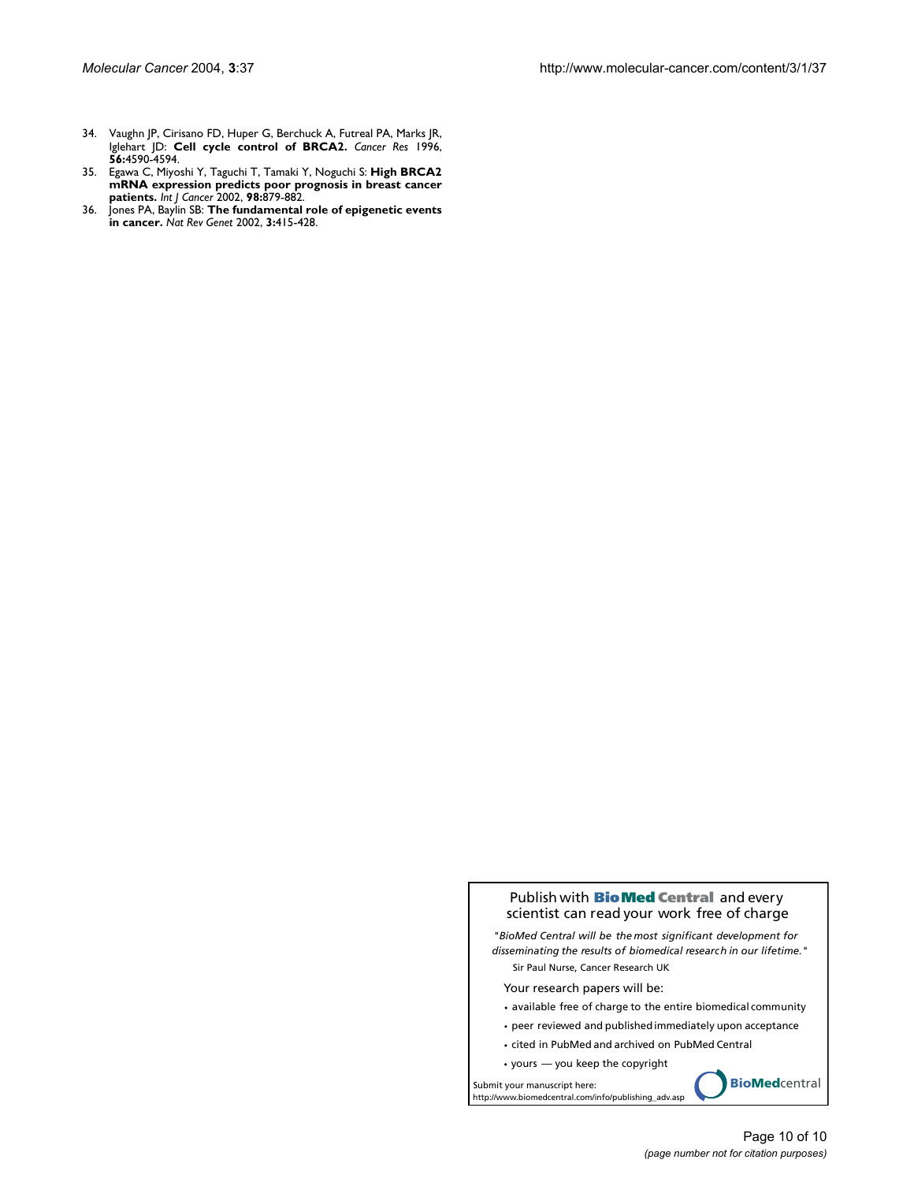34. Vaughn JP, Cirisano FD, Huper G, Berchuck A, Futreal PA, Marks JR, Iglehart JD: **Cell cycle control of BRCA2.** *Cancer Res* 1996, **56:**4590-4594.
35. Egawa C, Miyoshi Y, Taguchi T, Tamaki Y, Noguchi S: **High BRCA2 mRNA expression predicts poor prognosis in breast cancer patients.** *Int J Cancer* 2002, **98:**879-882.
36. Jones PA, Baylin SB: **The fundamental role of epigenetic events in cancer.** *Nat Rev Genet* 2002, **3:**415-428.

Publish with **BioMed Central** and every scientist can read your work free of charge

*"BioMed Central will be the most significant development for disseminating the results of biomedical research in our lifetime."*

Sir Paul Nurse, Cancer Research UK

Your research papers will be:

- available free of charge to the entire biomedical community
- peer reviewed and published immediately upon acceptance
- cited in PubMed and archived on PubMed Central
- yours — you keep the copyright

Submit your manuscript here:
http://www.biomedcentral.com/info/publishing_adv.asp

**BioMed**central